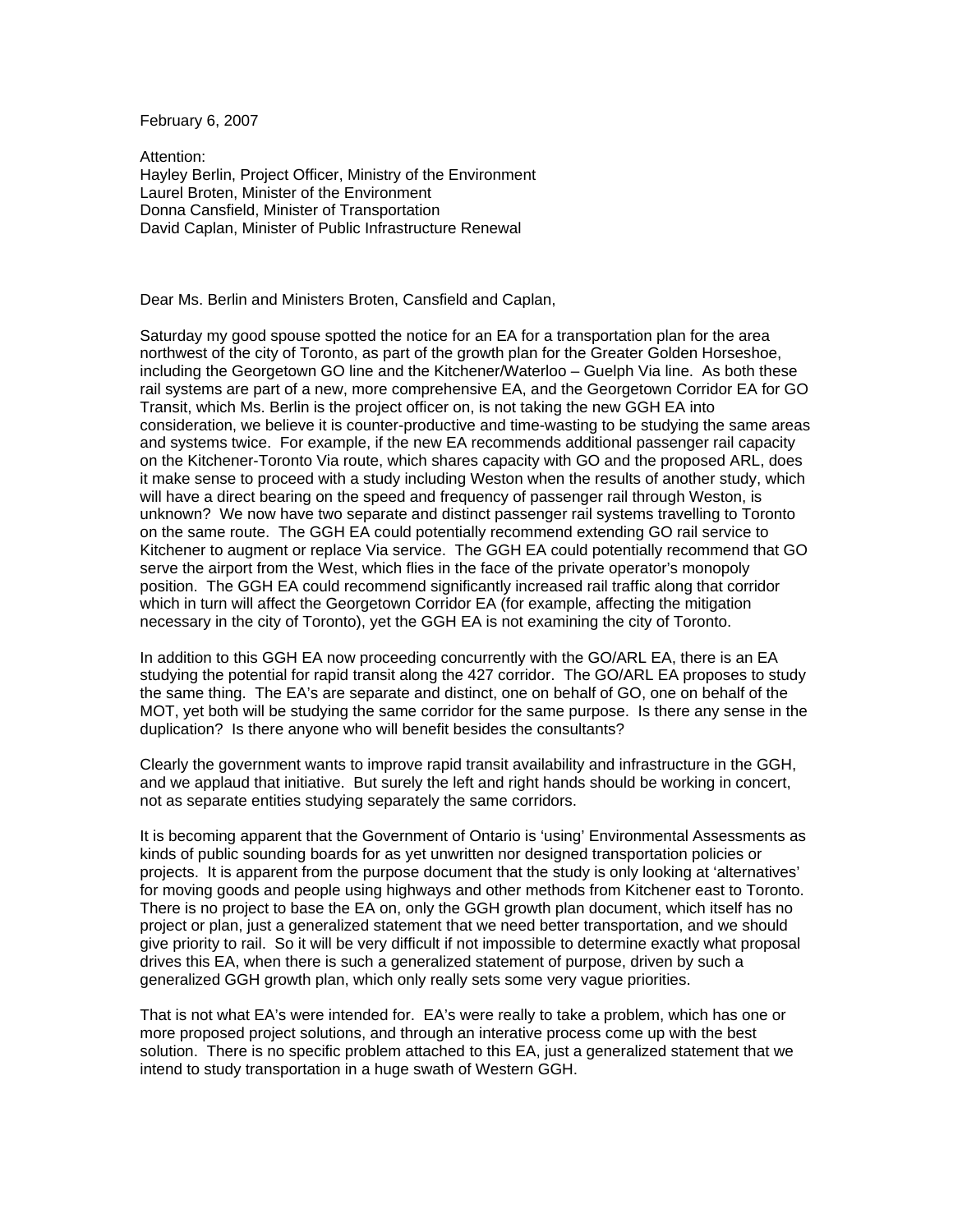February 6, 2007

Attention:
Hayley Berlin, Project Officer, Ministry of the Environment
Laurel Broten, Minister of the Environment
Donna Cansfield, Minister of Transportation
David Caplan, Minister of Public Infrastructure Renewal

Dear Ms. Berlin and Ministers Broten, Cansfield and Caplan,

Saturday my good spouse spotted the notice for an EA for a transportation plan for the area northwest of the city of Toronto, as part of the growth plan for the Greater Golden Horseshoe, including the Georgetown GO line and the Kitchener/Waterloo – Guelph Via line. As both these rail systems are part of a new, more comprehensive EA, and the Georgetown Corridor EA for GO Transit, which Ms. Berlin is the project officer on, is not taking the new GGH EA into consideration, we believe it is counter-productive and time-wasting to be studying the same areas and systems twice. For example, if the new EA recommends additional passenger rail capacity on the Kitchener-Toronto Via route, which shares capacity with GO and the proposed ARL, does it make sense to proceed with a study including Weston when the results of another study, which will have a direct bearing on the speed and frequency of passenger rail through Weston, is unknown? We now have two separate and distinct passenger rail systems travelling to Toronto on the same route. The GGH EA could potentially recommend extending GO rail service to Kitchener to augment or replace Via service. The GGH EA could potentially recommend that GO serve the airport from the West, which flies in the face of the private operator's monopoly position. The GGH EA could recommend significantly increased rail traffic along that corridor which in turn will affect the Georgetown Corridor EA (for example, affecting the mitigation necessary in the city of Toronto), yet the GGH EA is not examining the city of Toronto.

In addition to this GGH EA now proceeding concurrently with the GO/ARL EA, there is an EA studying the potential for rapid transit along the 427 corridor. The GO/ARL EA proposes to study the same thing. The EA's are separate and distinct, one on behalf of GO, one on behalf of the MOT, yet both will be studying the same corridor for the same purpose. Is there any sense in the duplication? Is there anyone who will benefit besides the consultants?

Clearly the government wants to improve rapid transit availability and infrastructure in the GGH, and we applaud that initiative. But surely the left and right hands should be working in concert, not as separate entities studying separately the same corridors.

It is becoming apparent that the Government of Ontario is 'using' Environmental Assessments as kinds of public sounding boards for as yet unwritten nor designed transportation policies or projects. It is apparent from the purpose document that the study is only looking at 'alternatives' for moving goods and people using highways and other methods from Kitchener east to Toronto. There is no project to base the EA on, only the GGH growth plan document, which itself has no project or plan, just a generalized statement that we need better transportation, and we should give priority to rail. So it will be very difficult if not impossible to determine exactly what proposal drives this EA, when there is such a generalized statement of purpose, driven by such a generalized GGH growth plan, which only really sets some very vague priorities.

That is not what EA's were intended for. EA's were really to take a problem, which has one or more proposed project solutions, and through an interative process come up with the best solution. There is no specific problem attached to this EA, just a generalized statement that we intend to study transportation in a huge swath of Western GGH.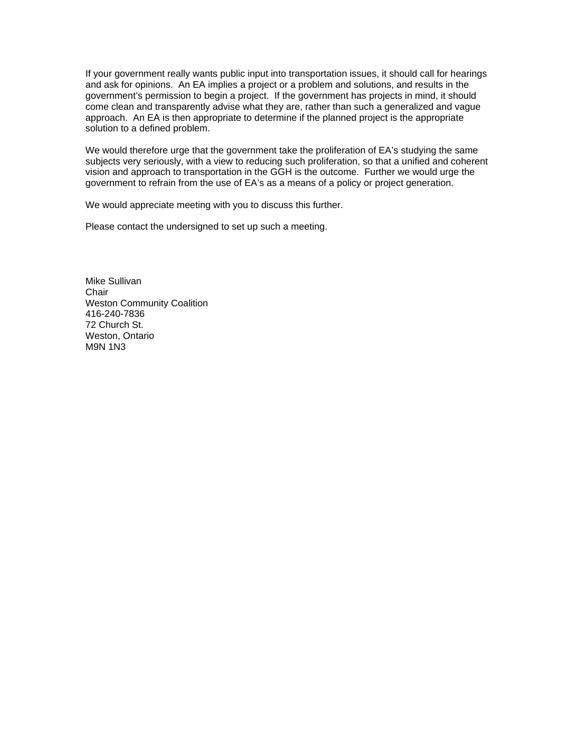If your government really wants public input into transportation issues, it should call for hearings and ask for opinions.  An EA implies a project or a problem and solutions, and results in the government's permission to begin a project.  If the government has projects in mind, it should come clean and transparently advise what they are, rather than such a generalized and vague approach.  An EA is then appropriate to determine if the planned project is the appropriate solution to a defined problem.

We would therefore urge that the government take the proliferation of EA's studying the same subjects very seriously, with a view to reducing such proliferation, so that a unified and coherent vision and approach to transportation in the GGH is the outcome.  Further we would urge the government to refrain from the use of EA's as a means of a policy or project generation.

We would appreciate meeting with you to discuss this further.

Please contact the undersigned to set up such a meeting.

Mike Sullivan  
Chair  
Weston Community Coalition  
416-240-7836  
72 Church St.  
Weston, Ontario  
M9N 1N3